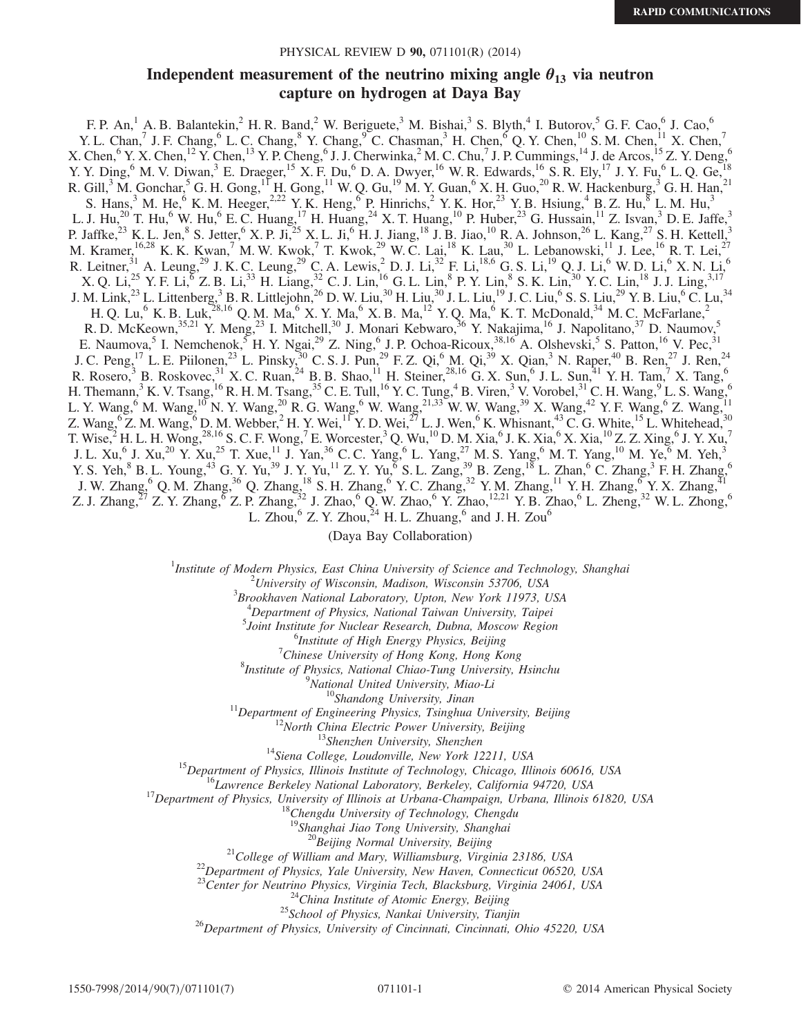RAPID COMMUNICATIONS

# Independent measurement of the neutrino mixing angle $\theta_{13}$ via neutron capture on hydrogen at Daya Bay

F. P. An,[1] A. B. Balantekin,[2] H. R. Band,[2] W. Beriguete,[3] M. Bishai,[3] S. Blyth,[4] I. Butorov,[5] G. F. Cao,[6] J. Cao,[6] Y. L. Chan,[7] J. F. Chang,[6] L. C. Chang,[8] Y. Chang,[9] C. Chasman,[3] H. Chen,[6] Q. Y. Chen,[10] S. M. Chen,[11] X. Chen,[7] X. Chen,[6] Y. X. Chen,[12] Y. Chen,[13] Y. P. Cheng,[6] J. J. Cherwinka,[2] M. C. Chu,[7] J. P. Cummings,[14] J. de Arcos,[15] Z. Y. Deng,[6] Y. Y. Ding,[6] M. V. Diwan,[3] E. Draeger,[15] X. F. Du,[6] D. A. Dwyer,[16] W. R. Edwards,[16] S. R. Ely,[17] J. Y. Fu,[6] L. Q. Ge,[18] R. Gill,[3] M. Gonchar,[5] G. H. Gong,[11] H. Gong,[11] W. Q. Gu,[19] M. Y. Guan,[6] X. H. Guo,[20] R. W. Hackenburg,[3] G. H. Han,[21] S. Hans,[3] M. He,[6] K. M. Heeger,[2,22] Y. K. Heng,[6] P. Hinrichs,[2] Y. K. Hor,[23] Y. B. Hsiung,[4] B. Z. Hu,[8] L. M. Hu,[3] L. J. Hu,[20] T. Hu,[6] W. Hu,[6] E. C. Huang,[17] H. Huang,[24] X. T. Huang,[10] P. Huber,[23] G. Hussain,[11] Z. Isvan,[3] D. E. Jaffe,[3] P. Jaffke,[23] K. L. Jen,[8] S. Jetter,[6] X. P. Ji,[25] X. L. Ji,[6] H. J. Jiang,[18] J. B. Jiao,[10] R. A. Johnson,[26] L. Kang,[27] S. H. Kettell,[3] M. Kramer,[16,28] K. K. Kwan,[7] M. W. Kwok,[7] T. Kwok,[29] W. C. Lai,[18] K. Lau,[30] L. Lebanowski,[11] J. Lee,[16] R. T. Lei,[27] R. Leitner,[31] A. Leung,[29] J. K. C. Leung,[29] C. A. Lewis,[2] D. J. Li,[32] F. Li,[18,6] G. S. Li,[19] Q. J. Li,[6] W. D. Li,[6] X. N. Li,[6] X. Q. Li,[25] Y. F. Li,[6] Z. B. Li,[33] H. Liang,[32] C. J. Lin,[16] G. L. Lin,[8] P. Y. Lin,[8] S. K. Lin,[30] Y. C. Lin,[18] J. J. Ling,[3,17] J. M. Link,[23] L. Littenberg,[3] B. R. Littlejohn,[26] D. W. Liu,[30] H. Liu,[30] J. L. Liu,[19] J. C. Liu,[6] S. S. Liu,[29] Y. B. Liu,[6] C. Lu,[34] H. Q. Lu,[6] K. B. Luk,[28,16] Q. M. Ma,[6] X. Y. Ma,[6] X. B. Ma,[12] Y. Q. Ma,[6] K. T. McDonald,[34] M. C. McFarlane,[2] R. D. McKeown,[35,21] Y. Meng,[23] I. Mitchell,[30] J. Monari Kebwaro,[36] Y. Nakajima,[16] J. Napolitano,[37] D. Naumov,[5] E. Naumova,[5] I. Nemchenok,[5] H. Y. Ngai,[29] Z. Ning,[6] J. P. Ochoa-Ricoux,[38,16] A. Olshevski,[5] S. Patton,[16] V. Pec,[31] J. C. Peng,[17] L. E. Piilonen,[23] L. Pinsky,[30] C. S. J. Pun,[29] F. Z. Qi,[6] M. Qi,[39] X. Qian,[3] N. Raper,[40] B. Ren,[27] J. Ren,[24] R. Rosero,[3] B. Roskovec,[31] X. C. Ruan,[24] B. B. Shao,[11] H. Steiner,[28,16] G. X. Sun,[6] J. L. Sun,[41] Y. H. Tam,[7] X. Tang,[6] H. Themann,[3] K. V. Tsang,[16] R. H. M. Tsang,[35] C. E. Tull,[16] Y. C. Tung,[4] B. Viren,[3] V. Vorobel,[31] C. H. Wang,[9] L. S. Wang,[6] L. Y. Wang,[6] M. Wang,[10] N. Y. Wang,[20] R. G. Wang,[6] W. Wang,[21,33] W. W. Wang,[39] X. Wang,[42] Y. F. Wang,[6] Z. Wang,[11] Z. Wang,[6] Z. M. Wang,[6] D. M. Webber,[2] H. Y. Wei,[11] Y. D. Wei,[27] L. J. Wen,[6] K. Whisnant,[43] C. G. White,[15] L. Whitehead,[30] T. Wise,[2] H. L. H. Wong,[28,16] S. C. F. Wong,[7] E. Worcester,[3] Q. Wu,[10] D. M. Xia,[6] J. K. Xia,[6] X. Xia,[10] Z. Z. Xing,[6] J. Y. Xu,[7] J. L. Xu,[6] J. Xu,[20] Y. Xu,[25] T. Xue,[11] J. Yan,[36] C. C. Yang,[6] L. Yang,[27] M. S. Yang,[6] M. T. Yang,[10] M. Ye,[6] M. Yeh,[3] Y. S. Yeh,[8] B. L. Young,[43] G. Y. Yu,[39] J. Y. Yu,[11] Z. Y. Yu,[6] S. L. Zang,[39] B. Zeng,[18] L. Zhan,[6] C. Zhang,[3] F. H. Zhang,[6] J. W. Zhang,[6] Q. M. Zhang,[36] Q. Zhang,[18] S. H. Zhang,[6] Y. C. Zhang,[32] Y. M. Zhang,[11] Y. H. Zhang,[6] Y. X. Zhang,[41] Z. J. Zhang,[27] Z. Y. Zhang,[6] Z. P. Zhang,[32] J. Zhao,[6] Q. W. Zhao,[6] Y. Zhao,[12,21] Y. B. Zhao,[6] L. Zheng,[32] W. L. Zhong,[6] L. Zhou,[6] Z. Y. Zhou,[24] H. L. Zhuang,[6] and J. H. Zou[6]

(Daya Bay Collaboration)

[1] *Institute of Modern Physics, East China University of Science and Technology, Shanghai*
[2] *University of Wisconsin, Madison, Wisconsin 53706, USA*
[3] *Brookhaven National Laboratory, Upton, New York 11973, USA*
[4] *Department of Physics, National Taiwan University, Taipei*
[5] *Joint Institute for Nuclear Research, Dubna, Moscow Region*
[6] *Institute of High Energy Physics, Beijing*
[7] *Chinese University of Hong Kong, Hong Kong*
[8] *Institute of Physics, National Chiao-Tung University, Hsinchu*
[9] *National United University, Miao-Li*
[10] *Shandong University, Jinan*
[11] *Department of Engineering Physics, Tsinghua University, Beijing*
[12] *North China Electric Power University, Beijing*
[13] *Shenzhen University, Shenzhen*
[14] *Siena College, Loudonville, New York 12211, USA*
[15] *Department of Physics, Illinois Institute of Technology, Chicago, Illinois 60616, USA*
[16] *Lawrence Berkeley National Laboratory, Berkeley, California 94720, USA*
[17] *Department of Physics, University of Illinois at Urbana-Champaign, Urbana, Illinois 61820, USA*
[18] *Chengdu University of Technology, Chengdu*
[19] *Shanghai Jiao Tong University, Shanghai*
[20] *Beijing Normal University, Beijing*
[21] *College of William and Mary, Williamsburg, Virginia 23186, USA*
[22] *Department of Physics, Yale University, New Haven, Connecticut 06520, USA*
[23] *Center for Neutrino Physics, Virginia Tech, Blacksburg, Virginia 24061, USA*
[24] *China Institute of Atomic Energy, Beijing*
[25] *School of Physics, Nankai University, Tianjin*
[26] *Department of Physics, University of Cincinnati, Cincinnati, Ohio 45220, USA*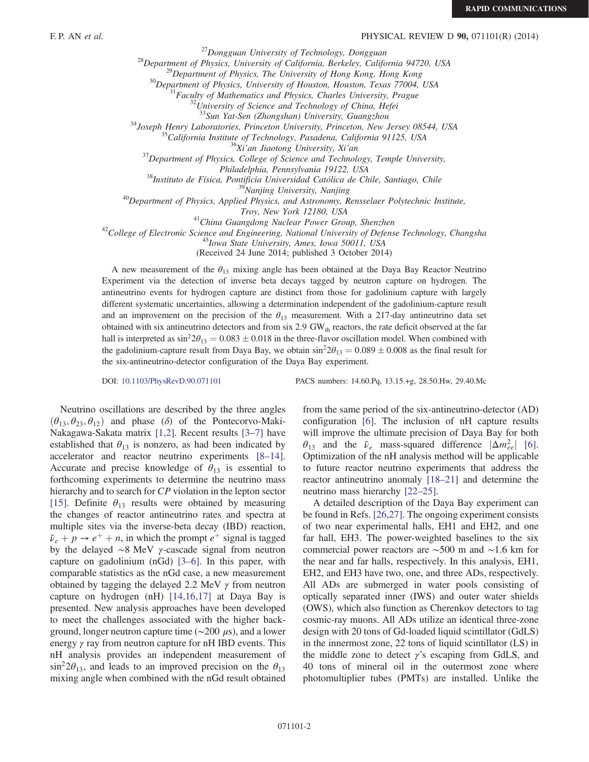[27]Dongguan University of Technology, Dongguan
[28]Department of Physics, University of California, Berkeley, California 94720, USA
[29]Department of Physics, The University of Hong Kong, Hong Kong
[30]Department of Physics, University of Houston, Houston, Texas 77004, USA
[31]Faculty of Mathematics and Physics, Charles University, Prague
[32]University of Science and Technology of China, Hefei
[33]Sun Yat-Sen (Zhongshan) University, Guangzhou
[34]Joseph Henry Laboratories, Princeton University, Princeton, New Jersey 08544, USA
[35]California Institute of Technology, Pasadena, California 91125, USA
[36]Xi'an Jiaotong University, Xi'an
[37]Department of Physics, College of Science and Technology, Temple University, Philadelphia, Pennsylvania 19122, USA
[38]Instituto de Física, Pontificia Universidad Católica de Chile, Santiago, Chile
[39]Nanjing University, Nanjing
[40]Department of Physics, Applied Physics, and Astronomy, Rensselaer Polytechnic Institute, Troy, New York 12180, USA
[41]China Guangdong Nuclear Power Group, Shenzhen
[42]College of Electronic Science and Engineering, National University of Defense Technology, Changsha
[43]Iowa State University, Ames, Iowa 50011, USA

(Received 24 June 2014; published 3 October 2014)

A new measurement of the $\theta_{13}$ mixing angle has been obtained at the Daya Bay Reactor Neutrino Experiment via the detection of inverse beta decays tagged by neutron capture on hydrogen. The antineutrino events for hydrogen capture are distinct from those for gadolinium capture with largely different systematic uncertainties, allowing a determination independent of the gadolinium-capture result and an improvement on the precision of the $\theta_{13}$ measurement. With a 217-day antineutrino data set obtained with six antineutrino detectors and from six 2.9 $\mathrm{GW_{th}}$ reactors, the rate deficit observed at the far hall is interpreted as $\sin^2 2\theta_{13} = 0.083 \pm 0.018$ in the three-flavor oscillation model. When combined with the gadolinium-capture result from Daya Bay, we obtain $\sin^2 2\theta_{13} = 0.089 \pm 0.008$ as the final result for the six-antineutrino-detector configuration of the Daya Bay experiment.

DOI: 10.1103/PhysRevD.90.071101 PACS numbers: 14.60.Pq, 13.15.+g, 28.50.Hw, 29.40.Mc

Neutrino oscillations are described by the three angles $(\theta_{13}, \theta_{23}, \theta_{12})$ and phase $(\delta)$ of the Pontecorvo-Maki-Nakagawa-Sakata matrix [1,2]. Recent results [3–7] have established that $\theta_{13}$ is nonzero, as had been indicated by accelerator and reactor neutrino experiments [8–14]. Accurate and precise knowledge of $\theta_{13}$ is essential to forthcoming experiments to determine the neutrino mass hierarchy and to search for *CP* violation in the lepton sector [15]. Definite $\theta_{13}$ results were obtained by measuring the changes of reactor antineutrino rates and spectra at multiple sites via the inverse-beta decay (IBD) reaction, $\bar{\nu}_e + p \rightarrow e^+ + n$, in which the prompt $e^+$ signal is tagged by the delayed ~8 MeV $\gamma$-cascade signal from neutron capture on gadolinium (nGd) [3–6]. In this paper, with comparable statistics as the nGd case, a new measurement obtained by tagging the delayed 2.2 MeV $\gamma$ from neutron capture on hydrogen (nH) [14,16,17] at Daya Bay is presented. New analysis approaches have been developed to meet the challenges associated with the higher background, longer neutron capture time (~200 $\mu$s), and a lower energy $\gamma$ ray from neutron capture for nH IBD events. This nH analysis provides an independent measurement of $\sin^2 2\theta_{13}$, and leads to an improved precision on the $\theta_{13}$ mixing angle when combined with the nGd result obtained from the same period of the six-antineutrino-detector (AD) configuration [6]. The inclusion of nH capture results will improve the ultimate precision of Daya Bay for both $\theta_{13}$ and the $\bar{\nu}_e$ mass-squared difference $|\Delta m^2_{ee}|$ [6]. Optimization of the nH analysis method will be applicable to future reactor neutrino experiments that address the reactor antineutrino anomaly [18–21] and determine the neutrino mass hierarchy [22–25].

A detailed description of the Daya Bay experiment can be found in Refs. [26,27]. The ongoing experiment consists of two near experimental halls, EH1 and EH2, and one far hall, EH3. The power-weighted baselines to the six commercial power reactors are ~500 m and ~1.6 km for the near and far halls, respectively. In this analysis, EH1, EH2, and EH3 have two, one, and three ADs, respectively. All ADs are submerged in water pools consisting of optically separated inner (IWS) and outer water shields (OWS), which also function as Cherenkov detectors to tag cosmic-ray muons. All ADs utilize an identical three-zone design with 20 tons of Gd-loaded liquid scintillator (GdLS) in the innermost zone, 22 tons of liquid scintillator (LS) in the middle zone to detect $\gamma$'s escaping from GdLS, and 40 tons of mineral oil in the outermost zone where photomultiplier tubes (PMTs) are installed. Unlike the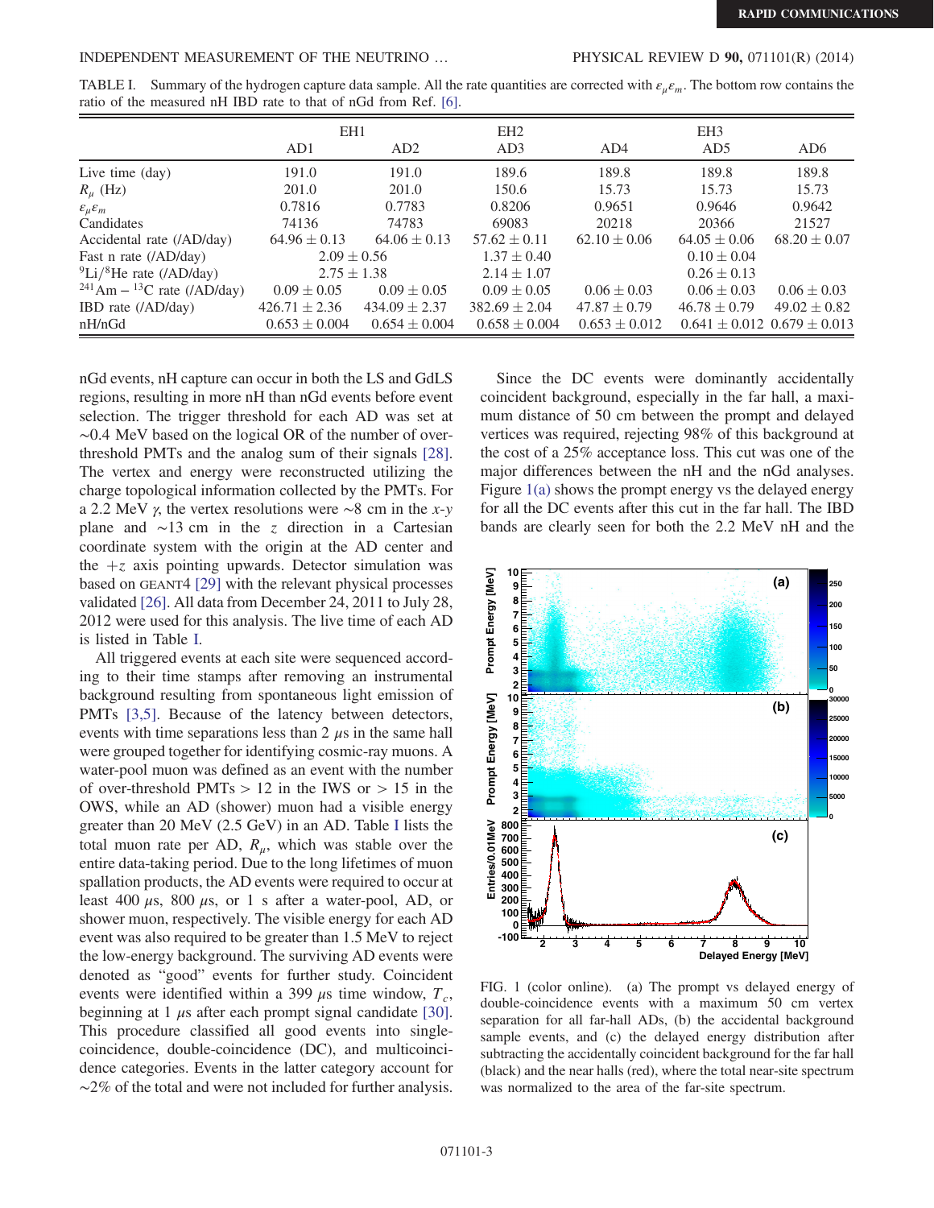TABLE I. Summary of the hydrogen capture data sample. All the rate quantities are corrected with $\varepsilon_\mu \varepsilon_m$. The bottom row contains the ratio of the measured nH IBD rate to that of nGd from Ref. [6].

| | EH1 | | EH2 | | EH3 | |
|---|---|---|---|---|---|---|
| | AD1 | AD2 | AD3 | AD4 | AD5 | AD6 |
| Live time (day) | 191.0 | 191.0 | 189.6 | 189.8 | 189.8 | 189.8 |
| $R_\mu$ (Hz) | 201.0 | 201.0 | 150.6 | 15.73 | 15.73 | 15.73 |
| $\varepsilon_\mu \varepsilon_m$ | 0.7816 | 0.7783 | 0.8206 | 0.9651 | 0.9646 | 0.9642 |
| Candidates | 74136 | 74783 | 69083 | 20218 | 20366 | 21527 |
| Accidental rate (/AD/day) | $64.96 \pm 0.13$ | $64.06 \pm 0.13$ | $57.62 \pm 0.11$ | $62.10 \pm 0.06$ | $64.05 \pm 0.06$ | $68.20 \pm 0.07$ |
| Fast n rate (/AD/day) | $2.09 \pm 0.56$ | | $1.37 \pm 0.40$ | | $0.10 \pm 0.04$ | |
| $^9$Li/$^8$He rate (/AD/day) | $2.75 \pm 1.38$ | | $2.14 \pm 1.07$ | | $0.26 \pm 0.13$ | |
| $^{241}$Am $-$ $^{13}$C rate (/AD/day) | $0.09 \pm 0.05$ | $0.09 \pm 0.05$ | $0.09 \pm 0.05$ | $0.06 \pm 0.03$ | $0.06 \pm 0.03$ | $0.06 \pm 0.03$ |
| IBD rate (/AD/day) | $426.71 \pm 2.36$ | $434.09 \pm 2.37$ | $382.69 \pm 2.04$ | $47.87 \pm 0.79$ | $46.78 \pm 0.79$ | $49.02 \pm 0.82$ |
| nH/nGd | $0.653 \pm 0.004$ | $0.654 \pm 0.004$ | $0.658 \pm 0.004$ | $0.653 \pm 0.012$ | $0.641 \pm 0.012$ | $0.679 \pm 0.013$ |

nGd events, nH capture can occur in both the LS and GdLS regions, resulting in more nH than nGd events before event selection. The trigger threshold for each AD was set at ~0.4 MeV based on the logical OR of the number of over-threshold PMTs and the analog sum of their signals [28]. The vertex and energy were reconstructed utilizing the charge topological information collected by the PMTs. For a 2.2 MeV $\gamma$, the vertex resolutions were ~8 cm in the $x$-$y$ plane and ~13 cm in the $z$ direction in a Cartesian coordinate system with the origin at the AD center and the $+z$ axis pointing upwards. Detector simulation was based on GEANT4 [29] with the relevant physical processes validated [26]. All data from December 24, 2011 to July 28, 2012 were used for this analysis. The live time of each AD is listed in Table I.

All triggered events at each site were sequenced according to their time stamps after removing an instrumental background resulting from spontaneous light emission of PMTs [3,5]. Because of the latency between detectors, events with time separations less than 2 $\mu$s in the same hall were grouped together for identifying cosmic-ray muons. A water-pool muon was defined as an event with the number of over-threshold PMTs > 12 in the IWS or > 15 in the OWS, while an AD (shower) muon had a visible energy greater than 20 MeV (2.5 GeV) in an AD. Table I lists the total muon rate per AD, $R_\mu$, which was stable over the entire data-taking period. Due to the long lifetimes of muon spallation products, the AD events were required to occur at least 400 $\mu$s, 800 $\mu$s, or 1 s after a water-pool, AD, or shower muon, respectively. The visible energy for each AD event was also required to be greater than 1.5 MeV to reject the low-energy background. The surviving AD events were denoted as "good" events for further study. Coincident events were identified within a 399 $\mu$s time window, $T_c$, beginning at 1 $\mu$s after each prompt signal candidate [30]. This procedure classified all good events into single-coincidence, double-coincidence (DC), and multicoincidence categories. Events in the latter category account for ~2% of the total and were not included for further analysis.

Since the DC events were dominantly accidentally coincident background, especially in the far hall, a maximum distance of 50 cm between the prompt and delayed vertices was required, rejecting 98% of this background at the cost of a 25% acceptance loss. This cut was one of the major differences between the nH and the nGd analyses. Figure 1(a) shows the prompt energy vs the delayed energy for all the DC events after this cut in the far hall. The IBD bands are clearly seen for both the 2.2 MeV nH and the

FIG. 1 (color online). (a) The prompt vs delayed energy of double-coincidence events with a maximum 50 cm vertex separation for all far-hall ADs, (b) the accidental background sample events, and (c) the delayed energy distribution after subtracting the accidentally coincident background for the far hall (black) and the near halls (red), where the total near-site spectrum was normalized to the area of the far-site spectrum.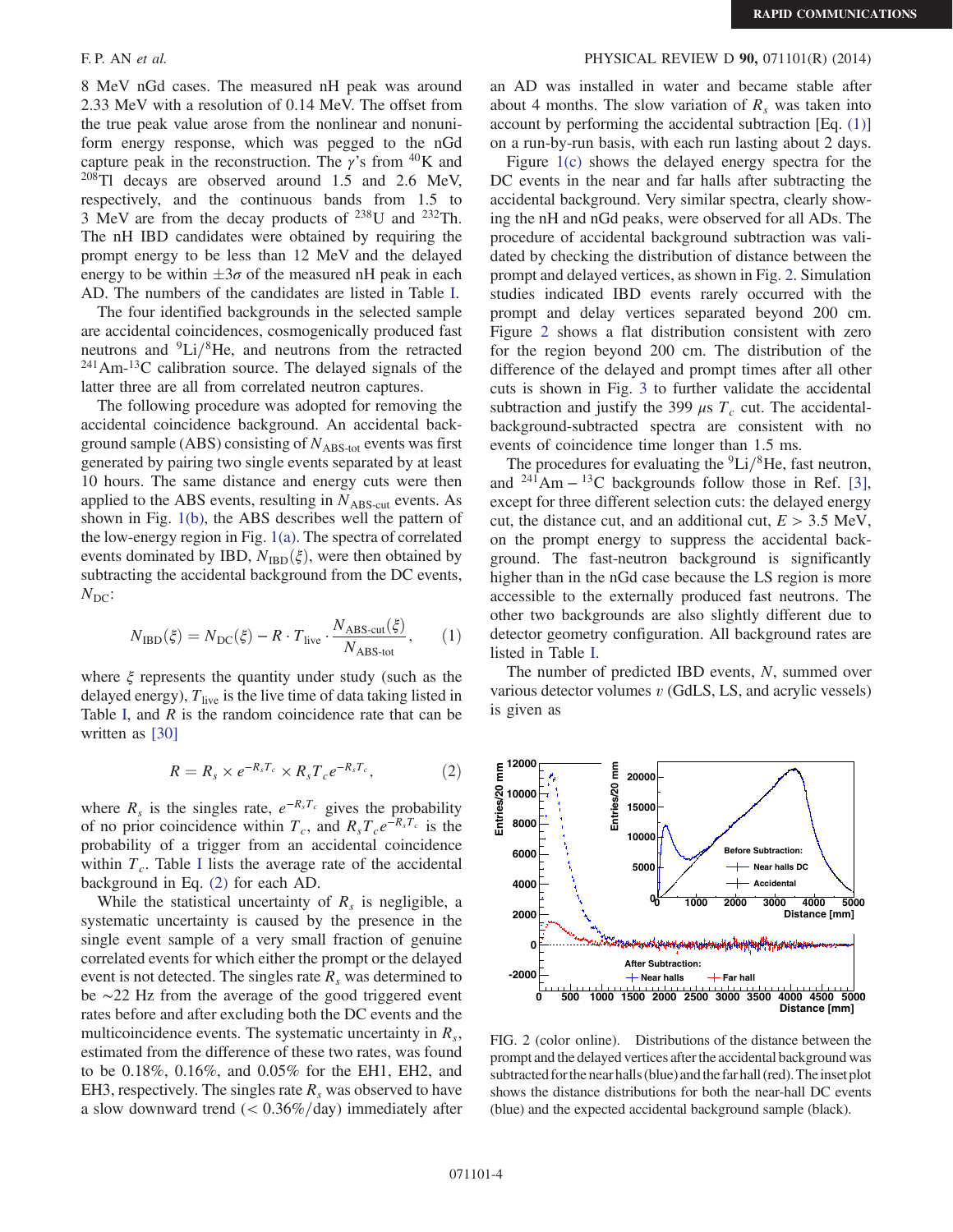8 MeV nGd cases. The measured nH peak was around 2.33 MeV with a resolution of 0.14 MeV. The offset from the true peak value arose from the nonlinear and nonuniform energy response, which was pegged to the nGd capture peak in the reconstruction. The $\gamma$'s from $^{40}$K and $^{208}$Tl decays are observed around 1.5 and 2.6 MeV, respectively, and the continuous bands from 1.5 to 3 MeV are from the decay products of $^{238}$U and $^{232}$Th. The nH IBD candidates were obtained by requiring the prompt energy to be less than 12 MeV and the delayed energy to be within $\pm 3\sigma$ of the measured nH peak in each AD. The numbers of the candidates are listed in Table I.

The four identified backgrounds in the selected sample are accidental coincidences, cosmogenically produced fast neutrons and $^{9}$Li/$^{8}$He, and neutrons from the retracted $^{241}$Am-$^{13}$C calibration source. The delayed signals of the latter three are all from correlated neutron captures.

The following procedure was adopted for removing the accidental coincidence background. An accidental background sample (ABS) consisting of $N_{\text{ABS-tot}}$ events was first generated by pairing two single events separated by at least 10 hours. The same distance and energy cuts were then applied to the ABS events, resulting in $N_{\text{ABS-cut}}$ events. As shown in Fig. 1(b), the ABS describes well the pattern of the low-energy region in Fig. 1(a). The spectra of correlated events dominated by IBD, $N_{\text{IBD}}(\xi)$, were then obtained by subtracting the accidental background from the DC events, $N_{\text{DC}}$:

$$N_{\text{IBD}}(\xi) = N_{\text{DC}}(\xi) - R \cdot T_{\text{live}} \cdot \frac{N_{\text{ABS-cut}}(\xi)}{N_{\text{ABS-tot}}}, \qquad (1)$$

where $\xi$ represents the quantity under study (such as the delayed energy), $T_{\text{live}}$ is the live time of data taking listed in Table I, and $R$ is the random coincidence rate that can be written as [30]

$$R = R_s \times e^{-R_s T_c} \times R_s T_c e^{-R_s T_c}, \qquad (2)$$

where $R_s$ is the singles rate, $e^{-R_s T_c}$ gives the probability of no prior coincidence within $T_c$, and $R_s T_c e^{-R_s T_c}$ is the probability of a trigger from an accidental coincidence within $T_c$. Table I lists the average rate of the accidental background in Eq. (2) for each AD.

While the statistical uncertainty of $R_s$ is negligible, a systematic uncertainty is caused by the presence in the single event sample of a very small fraction of genuine correlated events for which either the prompt or the delayed event is not detected. The singles rate $R_s$ was determined to be ~22 Hz from the average of the good triggered event rates before and after excluding both the DC events and the multicoincidence events. The systematic uncertainty in $R_s$, estimated from the difference of these two rates, was found to be 0.18%, 0.16%, and 0.05% for the EH1, EH2, and EH3, respectively. The singles rate $R_s$ was observed to have a slow downward trend ($< 0.36\%$/day) immediately after an AD was installed in water and became stable after about 4 months. The slow variation of $R_s$ was taken into account by performing the accidental subtraction [Eq. (1)] on a run-by-run basis, with each run lasting about 2 days.

Figure 1(c) shows the delayed energy spectra for the DC events in the near and far halls after subtracting the accidental background. Very similar spectra, clearly showing the nH and nGd peaks, were observed for all ADs. The procedure of accidental background subtraction was validated by checking the distribution of distance between the prompt and delayed vertices, as shown in Fig. 2. Simulation studies indicated IBD events rarely occurred with the prompt and delay vertices separated beyond 200 cm. Figure 2 shows a flat distribution consistent with zero for the region beyond 200 cm. The distribution of the difference of the delayed and prompt times after all other cuts is shown in Fig. 3 to further validate the accidental subtraction and justify the 399 $\mu$s $T_c$ cut. The accidental-background-subtracted spectra are consistent with no events of coincidence time longer than 1.5 ms.

The procedures for evaluating the $^{9}$Li/$^{8}$He, fast neutron, and $^{241}$Am $-$ $^{13}$C backgrounds follow those in Ref. [3], except for three different selection cuts: the delayed energy cut, the distance cut, and an additional cut, $E > 3.5$ MeV, on the prompt energy to suppress the accidental background. The fast-neutron background is significantly higher than in the nGd case because the LS region is more accessible to the externally produced fast neutrons. The other two backgrounds are also slightly different due to detector geometry configuration. All background rates are listed in Table I.

The number of predicted IBD events, $N$, summed over various detector volumes $v$ (GdLS, LS, and acrylic vessels) is given as

FIG. 2 (color online). Distributions of the distance between the prompt and the delayed vertices after the accidental background was subtracted for the near halls (blue) and the far hall (red). The inset plot shows the distance distributions for both the near-hall DC events (blue) and the expected accidental background sample (black).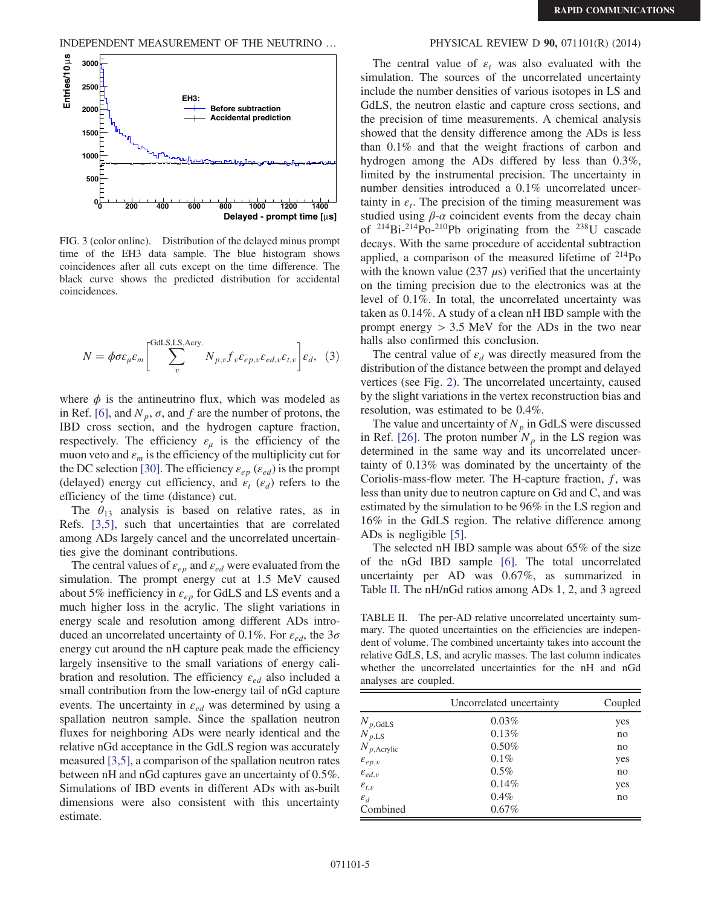FIG. 3 (color online). Distribution of the delayed minus prompt time of the EH3 data sample. The blue histogram shows coincidences after all cuts except on the time difference. The black curve shows the predicted distribution for accidental coincidences.

$$N = \phi\sigma\varepsilon_\mu\varepsilon_m\left[\sum_{v}^{\text{GdLS,LS,Acry.}} N_{p,v} f_v \varepsilon_{ep,v}\varepsilon_{ed,v}\varepsilon_{t,v}\right]\varepsilon_d, \quad (3)$$

where $\phi$ is the antineutrino flux, which was modeled as in Ref. [6], and $N_p$, $\sigma$, and $f$ are the number of protons, the IBD cross section, and the hydrogen capture fraction, respectively. The efficiency $\varepsilon_\mu$ is the efficiency of the muon veto and $\varepsilon_m$ is the efficiency of the multiplicity cut for the DC selection [30]. The efficiency $\varepsilon_{ep}$ ($\varepsilon_{ed}$) is the prompt (delayed) energy cut efficiency, and $\varepsilon_t$ ($\varepsilon_d$) refers to the efficiency of the time (distance) cut.

The $\theta_{13}$ analysis is based on relative rates, as in Refs. [3,5], such that uncertainties that are correlated among ADs largely cancel and the uncorrelated uncertainties give the dominant contributions.

The central values of $\varepsilon_{ep}$ and $\varepsilon_{ed}$ were evaluated from the simulation. The prompt energy cut at 1.5 MeV caused about 5% inefficiency in $\varepsilon_{ep}$ for GdLS and LS events and a much higher loss in the acrylic. The slight variations in energy scale and resolution among different ADs introduced an uncorrelated uncertainty of 0.1%. For $\varepsilon_{ed}$, the $3\sigma$ energy cut around the nH capture peak made the efficiency largely insensitive to the small variations of energy calibration and resolution. The efficiency $\varepsilon_{ed}$ also included a small contribution from the low-energy tail of nGd capture events. The uncertainty in $\varepsilon_{ed}$ was determined by using a spallation neutron sample. Since the spallation neutron fluxes for neighboring ADs were nearly identical and the relative nGd acceptance in the GdLS region was accurately measured [3,5], a comparison of the spallation neutron rates between nH and nGd captures gave an uncertainty of 0.5%. Simulations of IBD events in different ADs with as-built dimensions were also consistent with this uncertainty estimate.

The central value of $\varepsilon_t$ was also evaluated with the simulation. The sources of the uncorrelated uncertainty include the number densities of various isotopes in LS and GdLS, the neutron elastic and capture cross sections, and the precision of time measurements. A chemical analysis showed that the density difference among the ADs is less than 0.1% and that the weight fractions of carbon and hydrogen among the ADs differed by less than 0.3%, limited by the instrumental precision. The uncertainty in number densities introduced a 0.1% uncorrelated uncertainty in $\varepsilon_t$. The precision of the timing measurement was studied using $\beta$-$\alpha$ coincident events from the decay chain of $^{214}$Bi-$^{214}$Po-$^{210}$Pb originating from the $^{238}$U cascade decays. With the same procedure of accidental subtraction applied, a comparison of the measured lifetime of $^{214}$Po with the known value (237 $\mu$s) verified that the uncertainty on the timing precision due to the electronics was at the level of 0.1%. In total, the uncorrelated uncertainty was taken as 0.14%. A study of a clean nH IBD sample with the prompt energy > 3.5 MeV for the ADs in the two near halls also confirmed this conclusion.

The central value of $\varepsilon_d$ was directly measured from the distribution of the distance between the prompt and delayed vertices (see Fig. 2). The uncorrelated uncertainty, caused by the slight variations in the vertex reconstruction bias and resolution, was estimated to be 0.4%.

The value and uncertainty of $N_p$ in GdLS were discussed in Ref. [26]. The proton number $N_p$ in the LS region was determined in the same way and its uncorrelated uncertainty of 0.13% was dominated by the uncertainty of the Coriolis-mass-flow meter. The H-capture fraction, $f$, was less than unity due to neutron capture on Gd and C, and was estimated by the simulation to be 96% in the LS region and 16% in the GdLS region. The relative difference among ADs is negligible [5].

The selected nH IBD sample was about 65% of the size of the nGd IBD sample [6]. The total uncorrelated uncertainty per AD was 0.67%, as summarized in Table II. The nH/nGd ratios among ADs 1, 2, and 3 agreed

TABLE II. The per-AD relative uncorrelated uncertainty summary. The quoted uncertainties on the efficiencies are independent of volume. The combined uncertainty takes into account the relative GdLS, LS, and acrylic masses. The last column indicates whether the uncorrelated uncertainties for the nH and nGd analyses are coupled.

| | Uncorrelated uncertainty | Coupled |
|---|---|---|
| $N_{p,\text{GdLS}}$ | 0.03% | yes |
| $N_{p,\text{LS}}$ | 0.13% | no |
| $N_{p,\text{Acrylic}}$ | 0.50% | no |
| $\varepsilon_{ep,v}$ | 0.1% | yes |
| $\varepsilon_{ed,v}$ | 0.5% | no |
| $\varepsilon_{t,v}$ | 0.14% | yes |
| $\varepsilon_d$ | 0.4% | no |
| Combined | 0.67% | |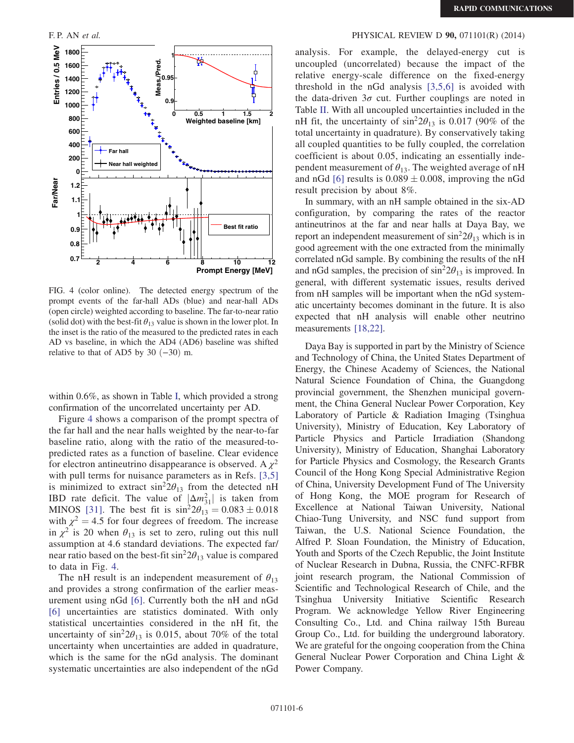FIG. 4 (color online). The detected energy spectrum of the prompt events of the far-hall ADs (blue) and near-hall ADs (open circle) weighted according to baseline. The far-to-near ratio (solid dot) with the best-fit $\theta_{13}$ value is shown in the lower plot. In the inset is the ratio of the measured to the predicted rates in each AD vs baseline, in which the AD4 (AD6) baseline was shifted relative to that of AD5 by 30 ($-30$) m.

within 0.6%, as shown in Table I, which provided a strong confirmation of the uncorrelated uncertainty per AD.

Figure 4 shows a comparison of the prompt spectra of the far hall and the near halls weighted by the near-to-far baseline ratio, along with the ratio of the measured-to-predicted rates as a function of baseline. Clear evidence for electron antineutrino disappearance is observed. A $\chi^2$ with pull terms for nuisance parameters as in Refs. [3,5] is minimized to extract $\sin^2 2\theta_{13}$ from the detected nH IBD rate deficit. The value of $|\Delta m^2_{31}|$ is taken from MINOS [31]. The best fit is $\sin^2 2\theta_{13} = 0.083 \pm 0.018$ with $\chi^2 = 4.5$ for four degrees of freedom. The increase in $\chi^2$ is 20 when $\theta_{13}$ is set to zero, ruling out this null assumption at 4.6 standard deviations. The expected far/near ratio based on the best-fit $\sin^2 2\theta_{13}$ value is compared to data in Fig. 4.

The nH result is an independent measurement of $\theta_{13}$ and provides a strong confirmation of the earlier measurement using nGd [6]. Currently both the nH and nGd [6] uncertainties are statistics dominated. With only statistical uncertainties considered in the nH fit, the uncertainty of $\sin^2 2\theta_{13}$ is 0.015, about 70% of the total uncertainty when uncertainties are added in quadrature, which is the same for the nGd analysis. The dominant systematic uncertainties are also independent of the nGd analysis. For example, the delayed-energy cut is uncoupled (uncorrelated) because the impact of the relative energy-scale difference on the fixed-energy threshold in the nGd analysis [3,5,6] is avoided with the data-driven $3\sigma$ cut. Further couplings are noted in Table II. With all uncoupled uncertainties included in the nH fit, the uncertainty of $\sin^2 2\theta_{13}$ is 0.017 (90% of the total uncertainty in quadrature). By conservatively taking all coupled quantities to be fully coupled, the correlation coefficient is about 0.05, indicating an essentially independent measurement of $\theta_{13}$. The weighted average of nH and nGd [6] results is $0.089 \pm 0.008$, improving the nGd result precision by about 8%.

In summary, with an nH sample obtained in the six-AD configuration, by comparing the rates of the reactor antineutrinos at the far and near halls at Daya Bay, we report an independent measurement of $\sin^2 2\theta_{13}$ which is in good agreement with the one extracted from the minimally correlated nGd sample. By combining the results of the nH and nGd samples, the precision of $\sin^2 2\theta_{13}$ is improved. In general, with different systematic issues, results derived from nH samples will be important when the nGd systematic uncertainty becomes dominant in the future. It is also expected that nH analysis will enable other neutrino measurements [18,22].

Daya Bay is supported in part by the Ministry of Science and Technology of China, the United States Department of Energy, the Chinese Academy of Sciences, the National Natural Science Foundation of China, the Guangdong provincial government, the Shenzhen municipal government, the China General Nuclear Power Corporation, Key Laboratory of Particle & Radiation Imaging (Tsinghua University), Ministry of Education, Key Laboratory of Particle Physics and Particle Irradiation (Shandong University), Ministry of Education, Shanghai Laboratory for Particle Physics and Cosmology, the Research Grants Council of the Hong Kong Special Administrative Region of China, University Development Fund of The University of Hong Kong, the MOE program for Research of Excellence at National Taiwan University, National Chiao-Tung University, and NSC fund support from Taiwan, the U.S. National Science Foundation, the Alfred P. Sloan Foundation, the Ministry of Education, Youth and Sports of the Czech Republic, the Joint Institute of Nuclear Research in Dubna, Russia, the CNFC-RFBR joint research program, the National Commission of Scientific and Technological Research of Chile, and the Tsinghua University Initiative Scientific Research Program. We acknowledge Yellow River Engineering Consulting Co., Ltd. and China railway 15th Bureau Group Co., Ltd. for building the underground laboratory. We are grateful for the ongoing cooperation from the China General Nuclear Power Corporation and China Light & Power Company.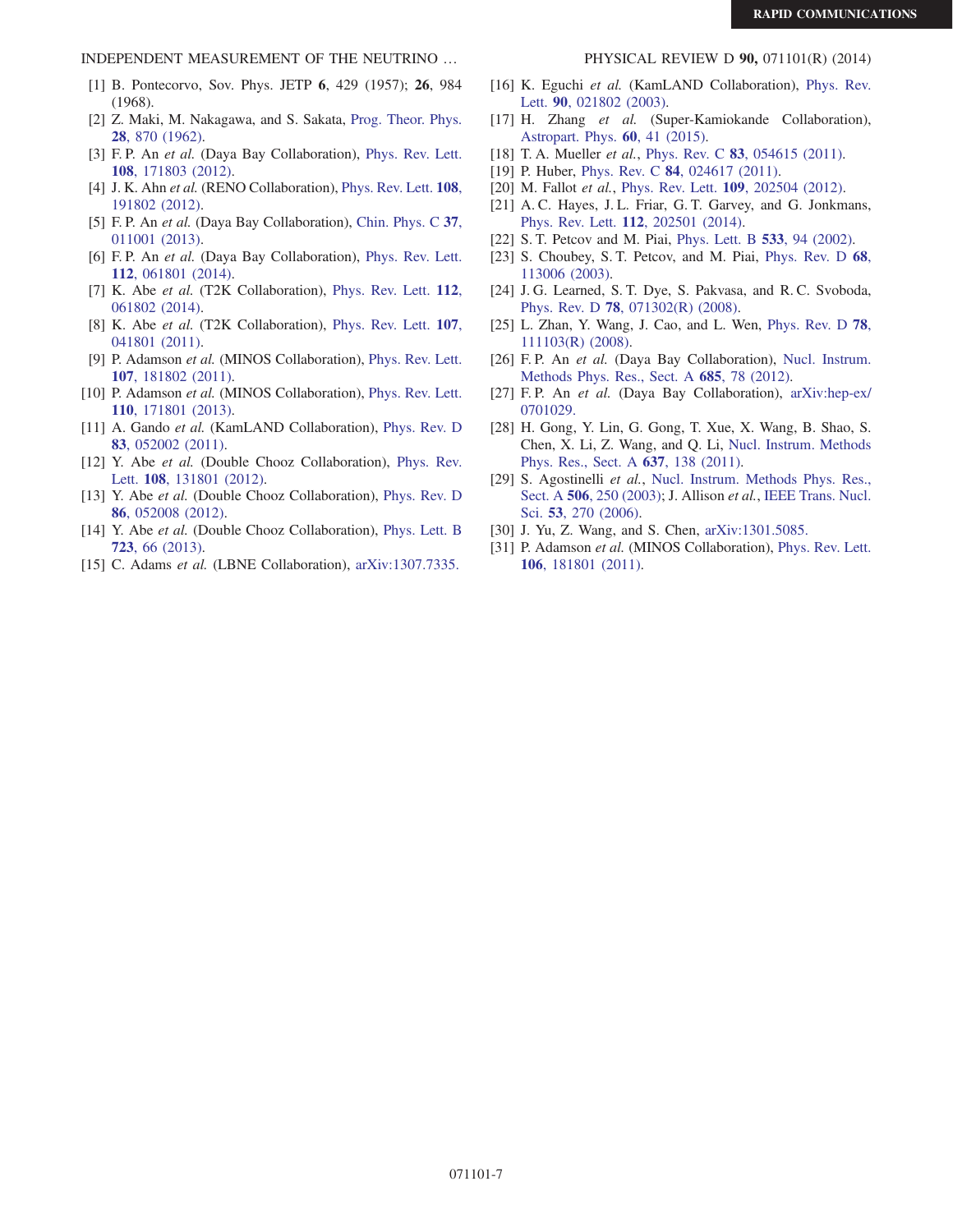[1] B. Pontecorvo, Sov. Phys. JETP **6**, 429 (1957); **26**, 984 (1968).

[2] Z. Maki, M. Nakagawa, and S. Sakata, Prog. Theor. Phys. **28**, 870 (1962).

[3] F. P. An *et al.* (Daya Bay Collaboration), Phys. Rev. Lett. **108**, 171803 (2012).

[4] J. K. Ahn *et al.* (RENO Collaboration), Phys. Rev. Lett. **108**, 191802 (2012).

[5] F. P. An *et al.* (Daya Bay Collaboration), Chin. Phys. C **37**, 011001 (2013).

[6] F. P. An *et al.* (Daya Bay Collaboration), Phys. Rev. Lett. **112**, 061801 (2014).

[7] K. Abe *et al.* (T2K Collaboration), Phys. Rev. Lett. **112**, 061802 (2014).

[8] K. Abe *et al.* (T2K Collaboration), Phys. Rev. Lett. **107**, 041801 (2011).

[9] P. Adamson *et al.* (MINOS Collaboration), Phys. Rev. Lett. **107**, 181802 (2011).

[10] P. Adamson *et al.* (MINOS Collaboration), Phys. Rev. Lett. **110**, 171801 (2013).

[11] A. Gando *et al.* (KamLAND Collaboration), Phys. Rev. D **83**, 052002 (2011).

[12] Y. Abe *et al.* (Double Chooz Collaboration), Phys. Rev. Lett. **108**, 131801 (2012).

[13] Y. Abe *et al.* (Double Chooz Collaboration), Phys. Rev. D **86**, 052008 (2012).

[14] Y. Abe *et al.* (Double Chooz Collaboration), Phys. Lett. B **723**, 66 (2013).

[15] C. Adams *et al.* (LBNE Collaboration), arXiv:1307.7335.

[16] K. Eguchi *et al.* (KamLAND Collaboration), Phys. Rev. Lett. **90**, 021802 (2003).

[17] H. Zhang *et al.* (Super-Kamiokande Collaboration), Astropart. Phys. **60**, 41 (2015).

[18] T. A. Mueller *et al.*, Phys. Rev. C **83**, 054615 (2011).

[19] P. Huber, Phys. Rev. C **84**, 024617 (2011).

[20] M. Fallot *et al.*, Phys. Rev. Lett. **109**, 202504 (2012).

[21] A. C. Hayes, J. L. Friar, G. T. Garvey, and G. Jonkmans, Phys. Rev. Lett. **112**, 202501 (2014).

[22] S. T. Petcov and M. Piai, Phys. Lett. B **533**, 94 (2002).

[23] S. Choubey, S. T. Petcov, and M. Piai, Phys. Rev. D **68**, 113006 (2003).

[24] J. G. Learned, S. T. Dye, S. Pakvasa, and R. C. Svoboda, Phys. Rev. D **78**, 071302(R) (2008).

[25] L. Zhan, Y. Wang, J. Cao, and L. Wen, Phys. Rev. D **78**, 111103(R) (2008).

[26] F. P. An *et al.* (Daya Bay Collaboration), Nucl. Instrum. Methods Phys. Res., Sect. A **685**, 78 (2012).

[27] F. P. An *et al.* (Daya Bay Collaboration), arXiv:hep-ex/0701029.

[28] H. Gong, Y. Lin, G. Gong, T. Xue, X. Wang, B. Shao, S. Chen, X. Li, Z. Wang, and Q. Li, Nucl. Instrum. Methods Phys. Res., Sect. A **637**, 138 (2011).

[29] S. Agostinelli *et al.*, Nucl. Instrum. Methods Phys. Res., Sect. A **506**, 250 (2003); J. Allison *et al.*, IEEE Trans. Nucl. Sci. **53**, 270 (2006).

[30] J. Yu, Z. Wang, and S. Chen, arXiv:1301.5085.

[31] P. Adamson *et al.* (MINOS Collaboration), Phys. Rev. Lett. **106**, 181801 (2011).